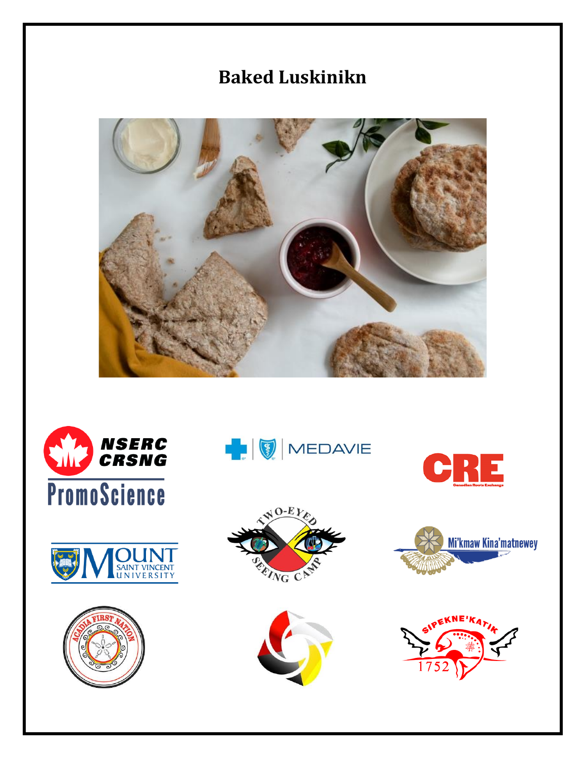# Baked Luskinikn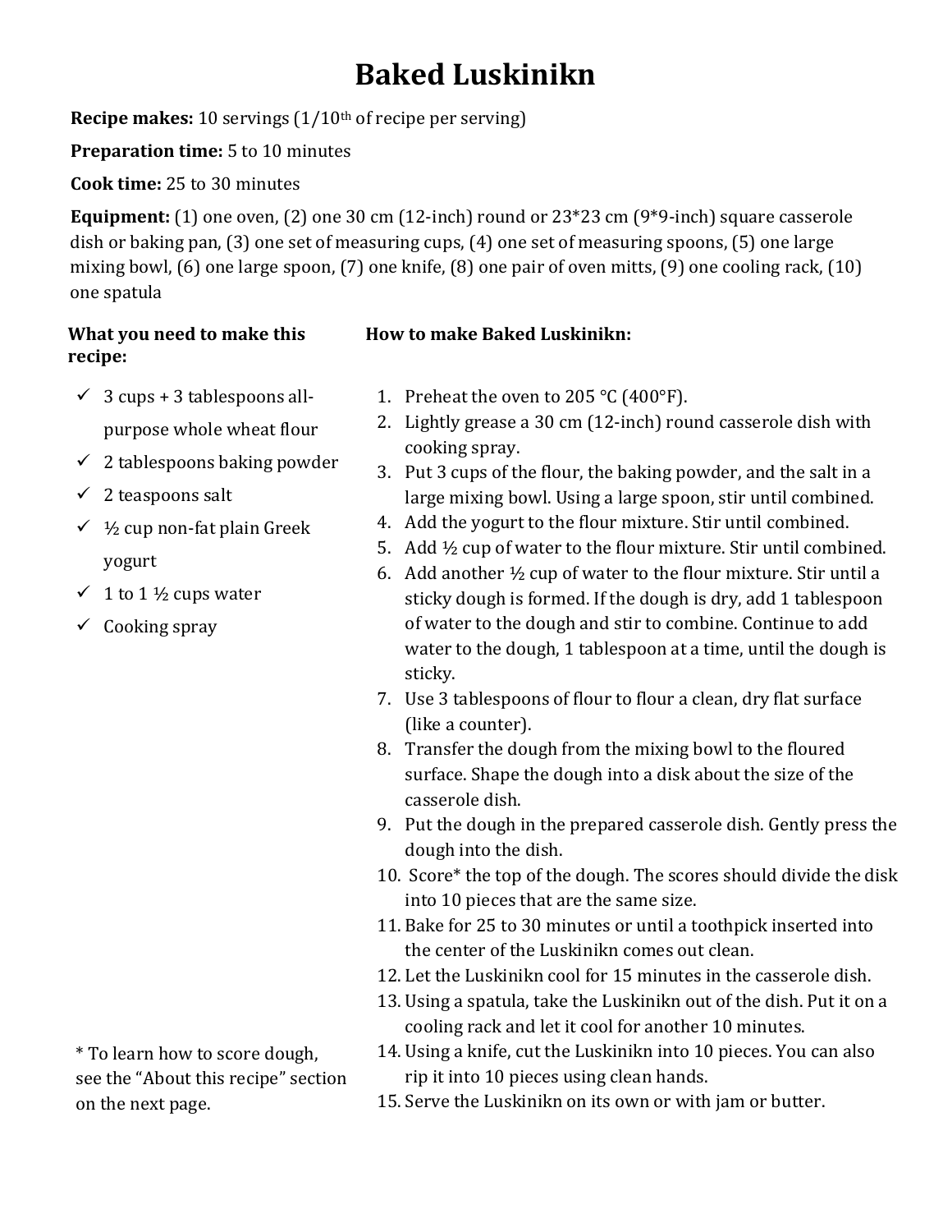# Baked Luskinikn

**Recipe makes:** 10 servings (1/10th of recipe per serving)

**Preparation time:** 5 to 10 minutes

**Cook time:** 25 to 30 minutes

**Equipment:** (1) one oven, (2) one 30 cm (12-inch) round or 23*23 cm (9*9-inch) square casserole dish or baking pan, (3) one set of measuring cups, (4) one set of measuring spoons, (5) one large mixing bowl, (6) one large spoon, (7) one knife, (8) one pair of oven mitts, (9) one cooling rack, (10) one spatula

### What you need to make this recipe:

- ✓ 3 cups + 3 tablespoons all-purpose whole wheat flour
- ✓ 2 tablespoons baking powder
- ✓ 2 teaspoons salt
- ✓ ½ cup non-fat plain Greek yogurt
- ✓ 1 to 1 ½ cups water
- ✓ Cooking spray

\* To learn how to score dough, see the "About this recipe" section on the next page.

### How to make Baked Luskinikn:

1. Preheat the oven to 205 °C (400°F).
2. Lightly grease a 30 cm (12-inch) round casserole dish with cooking spray.
3. Put 3 cups of the flour, the baking powder, and the salt in a large mixing bowl. Using a large spoon, stir until combined.
4. Add the yogurt to the flour mixture. Stir until combined.
5. Add ½ cup of water to the flour mixture. Stir until combined.
6. Add another ½ cup of water to the flour mixture. Stir until a sticky dough is formed. If the dough is dry, add 1 tablespoon of water to the dough and stir to combine. Continue to add water to the dough, 1 tablespoon at a time, until the dough is sticky.
7. Use 3 tablespoons of flour to flour a clean, dry flat surface (like a counter).
8. Transfer the dough from the mixing bowl to the floured surface. Shape the dough into a disk about the size of the casserole dish.
9. Put the dough in the prepared casserole dish. Gently press the dough into the dish.
10. Score* the top of the dough. The scores should divide the disk into 10 pieces that are the same size.
11. Bake for 25 to 30 minutes or until a toothpick inserted into the center of the Luskinikn comes out clean.
12. Let the Luskinikn cool for 15 minutes in the casserole dish.
13. Using a spatula, take the Luskinikn out of the dish. Put it on a cooling rack and let it cool for another 10 minutes.
14. Using a knife, cut the Luskinikn into 10 pieces. You can also rip it into 10 pieces using clean hands.
15. Serve the Luskinikn on its own or with jam or butter.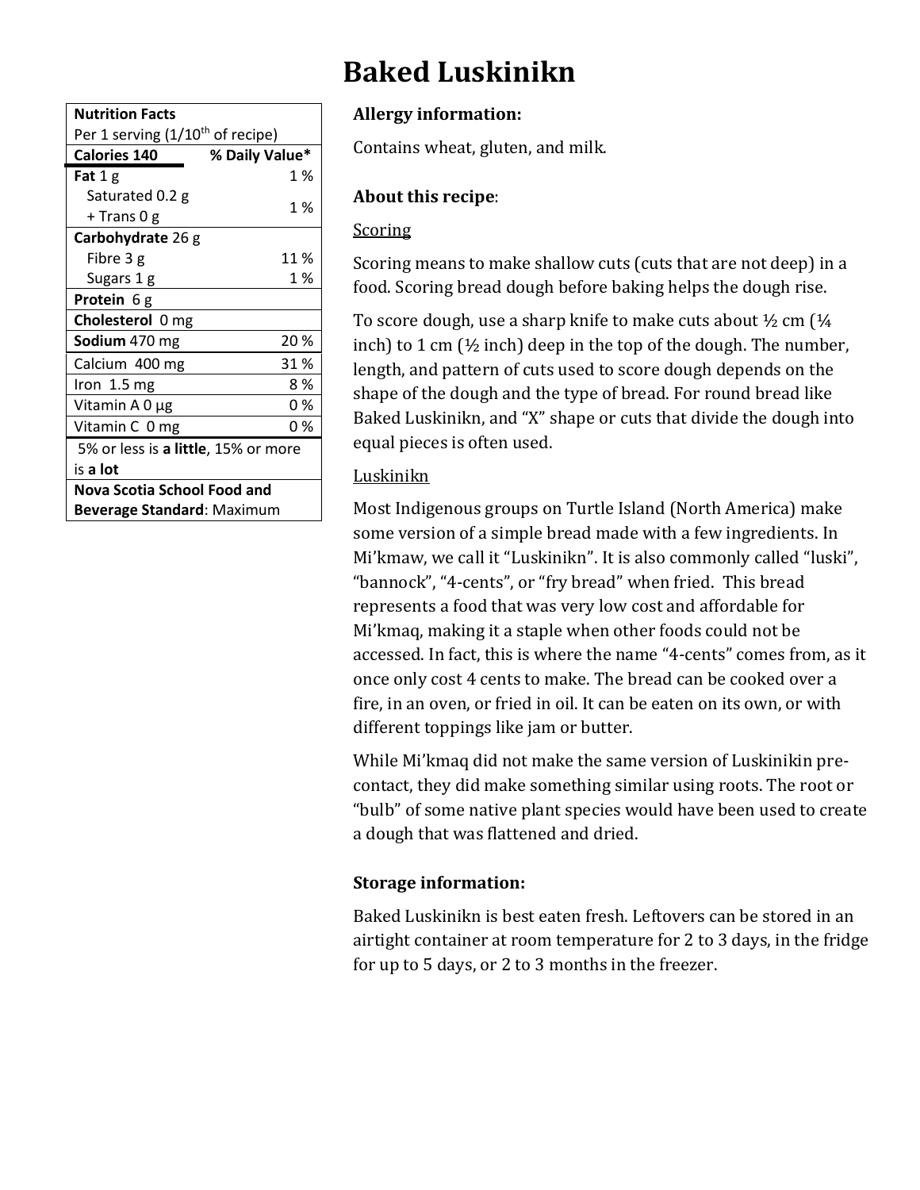# Baked Luskinikn

| Nutrition Facts | |
|---|---|
| Per 1 serving (1/10th of recipe) | |
| **Calories 140** | **% Daily Value*** |
| **Fat** 1 g | 1 % |
| Saturated 0.2 g + Trans 0 g | 1 % |
| **Carbohydrate** 26 g | |
| Fibre 3 g | 11 % |
| Sugars 1 g | 1 % |
| **Protein** 6 g | |
| **Cholesterol** 0 mg | |
| **Sodium** 470 mg | 20 % |
| Calcium 400 mg | 31 % |
| Iron 1.5 mg | 8 % |
| Vitamin A 0 µg | 0 % |
| Vitamin C 0 mg | 0 % |
| 5% or less is **a little**, 15% or more is **a lot** | |
| **Nova Scotia School Food and Beverage Standard**: Maximum | |

**Allergy information:**

Contains wheat, gluten, and milk.

**About this recipe**:

Scoring

Scoring means to make shallow cuts (cuts that are not deep) in a food. Scoring bread dough before baking helps the dough rise.

To score dough, use a sharp knife to make cuts about ½ cm (¼ inch) to 1 cm (½ inch) deep in the top of the dough. The number, length, and pattern of cuts used to score dough depends on the shape of the dough and the type of bread. For round bread like Baked Luskinikn, and "X" shape or cuts that divide the dough into equal pieces is often used.

Luskinikn

Most Indigenous groups on Turtle Island (North America) make some version of a simple bread made with a few ingredients. In Mi'kmaw, we call it "Luskinikn". It is also commonly called "luski", "bannock", "4-cents", or "fry bread" when fried. This bread represents a food that was very low cost and affordable for Mi'kmaq, making it a staple when other foods could not be accessed. In fact, this is where the name "4-cents" comes from, as it once only cost 4 cents to make. The bread can be cooked over a fire, in an oven, or fried in oil. It can be eaten on its own, or with different toppings like jam or butter.

While Mi'kmaq did not make the same version of Luskinikin pre-contact, they did make something similar using roots. The root or "bulb" of some native plant species would have been used to create a dough that was flattened and dried.

**Storage information:**

Baked Luskinikn is best eaten fresh. Leftovers can be stored in an airtight container at room temperature for 2 to 3 days, in the fridge for up to 5 days, or 2 to 3 months in the freezer.